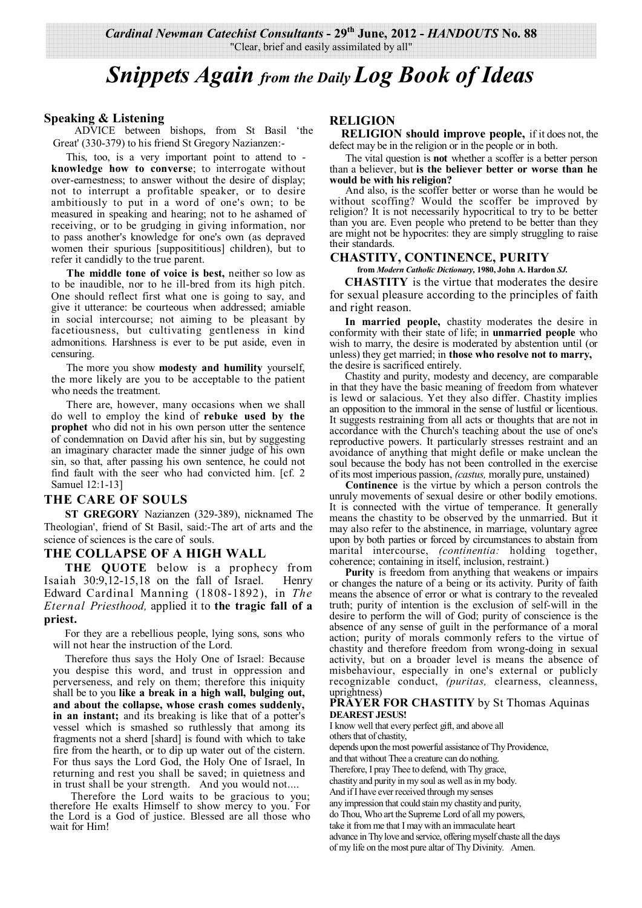*Cardinal Newman Catechist Consultants* - **29th June, 2012** - *HANDOUTS* **No. 88**

"Clear, brief and easily assimilated by all"

# *Snippets Again from the Daily Log Book of Ideas*

## Speaking & Listening

ADVICE between bishops, from St Basil 'the Great' (330-379) to his friend St Gregory Nazianzen:-

This, too, is a very important point to attend to - **knowledge how to converse**; to interrogate without over-earnestness; to answer without the desire of display; not to interrupt a profitable speaker, or to desire ambitiously to put in a word of one's own; to be measured in speaking and hearing; not to he ashamed of receiving, or to be grudging in giving information, nor to pass another's knowledge for one's own (as depraved women their spurious [supposititious] children), but to refer it candidly to the true parent.

**The middle tone of voice is best,** neither so low as to be inaudible, nor to he ill-bred from its high pitch. One should reflect first what one is going to say, and give it utterance: be courteous when addressed; amiable in social intercourse; not aiming to be pleasant by facetiousness, but cultivating gentleness in kind admonitions. Harshness is ever to be put aside, even in censuring.

The more you show **modesty and humility** yourself, the more likely are you to be acceptable to the patient who needs the treatment.

There are, however, many occasions when we shall do well to employ the kind of **rebuke used by the prophet** who did not in his own person utter the sentence of condemnation on David after his sin, but by suggesting an imaginary character made the sinner judge of his own sin, so that, after passing his own sentence, he could not find fault with the seer who had convicted him. [cf. 2 Samuel 12:1-13]

## THE CARE OF SOULS

**ST GREGORY** Nazianzen (329-389), nicknamed The Theologian', friend of St Basil, said:-The art of arts and the science of sciences is the care of souls.

## THE COLLAPSE OF A HIGH WALL

**THE QUOTE** below is a prophecy from Isaiah 30:9,12-15,18 on the fall of Israel. Henry Edward Cardinal Manning (1808-1892), in *The Eternal Priesthood,* applied it to **the tragic fall of a priest.**

For they are a rebellious people, lying sons, sons who will not hear the instruction of the Lord.

Therefore thus says the Holy One of Israel: Because you despise this word, and trust in oppression and perverseness, and rely on them; therefore this iniquity shall be to you **like a break in a high wall, bulging out, and about the collapse, whose crash comes suddenly, in an instant;** and its breaking is like that of a potter's vessel which is smashed so ruthlessly that among its fragments not a sherd [shard] is found with which to take fire from the hearth, or to dip up water out of the cistern. For thus says the Lord God, the Holy One of Israel, In returning and rest you shall be saved; in quietness and in trust shall be your strength. And you would not....

Therefore the Lord waits to be gracious to you; therefore He exalts Himself to show mercy to you. For the Lord is a God of justice. Blessed are all those who wait for Him!

## RELIGION

**RELIGION should improve people,** if it does not, the defect may be in the religion or in the people or in both.

The vital question is **not** whether a scoffer is a better person than a believer, but **is the believer better or worse than he would be with his religion?**

And also, is the scoffer better or worse than he would be without scoffing? Would the scoffer be improved by religion? It is not necessarily hypocritical to try to be better than you are. Even people who pretend to be better than they are might not be hypocrites: they are simply struggling to raise their standards.

## CHASTITY, CONTINENCE, PURITY

**from *Modern Catholic Dictionary,* 1980, John A. Hardon *SJ.***

**CHASTITY** is the virtue that moderates the desire for sexual pleasure according to the principles of faith and right reason.

**In married people,** chastity moderates the desire in conformity with their state of life; in **unmarried people** who wish to marry, the desire is moderated by abstention until (or unless) they get married; in **those who resolve not to marry,** the desire is sacrificed entirely.

Chastity and purity, modesty and decency, are comparable in that they have the basic meaning of freedom from whatever is lewd or salacious. Yet they also differ. Chastity implies an opposition to the immoral in the sense of lustful or licentious. It suggests restraining from all acts or thoughts that are not in accordance with the Church's teaching about the use of one's reproductive powers. It particularly stresses restraint and an avoidance of anything that might defile or make unclean the soul because the body has not been controlled in the exercise of its most imperious passion, *(castus,* morally pure, unstained)

**Continence** is the virtue by which a person controls the unruly movements of sexual desire or other bodily emotions. It is connected with the virtue of temperance. It generally means the chastity to be observed by the unmarried. But it may also refer to the abstinence, in marriage, voluntary agree upon by both parties or forced by circumstances to abstain from marital intercourse, *(continentia:* holding together, coherence; containing in itself, inclusion, restraint.)

**Purity** is freedom from anything that weakens or impairs or changes the nature of a being or its activity. Purity of faith means the absence of error or what is contrary to the revealed truth; purity of intention is the exclusion of self-will in the desire to perform the will of God; purity of conscience is the absence of any sense of guilt in the performance of a moral action; purity of morals commonly refers to the virtue of chastity and therefore freedom from wrong-doing in sexual activity, but on a broader level is means the absence of misbehaviour, especially in one's external or publicly recognizable conduct, *(puritas,* clearness, cleanness, uprightness)

## PRAYER FOR CHASTITY by St Thomas Aquinas

**DEAREST JESUS!**

I know well that every perfect gift, and above all
others that of chastity,
depends upon the most powerful assistance of Thy Providence,
and that without Thee a creature can do nothing.
Therefore, I pray Thee to defend, with Thy grace,
chastity and purity in my soul as well as in my body.
And if I have ever received through my senses
any impression that could stain my chastity and purity,
do Thou, Who art the Supreme Lord of all my powers,
take it from me that I may with an immaculate heart
advance in Thy love and service, offering myself chaste all the days
of my life on the most pure altar of Thy Divinity. Amen.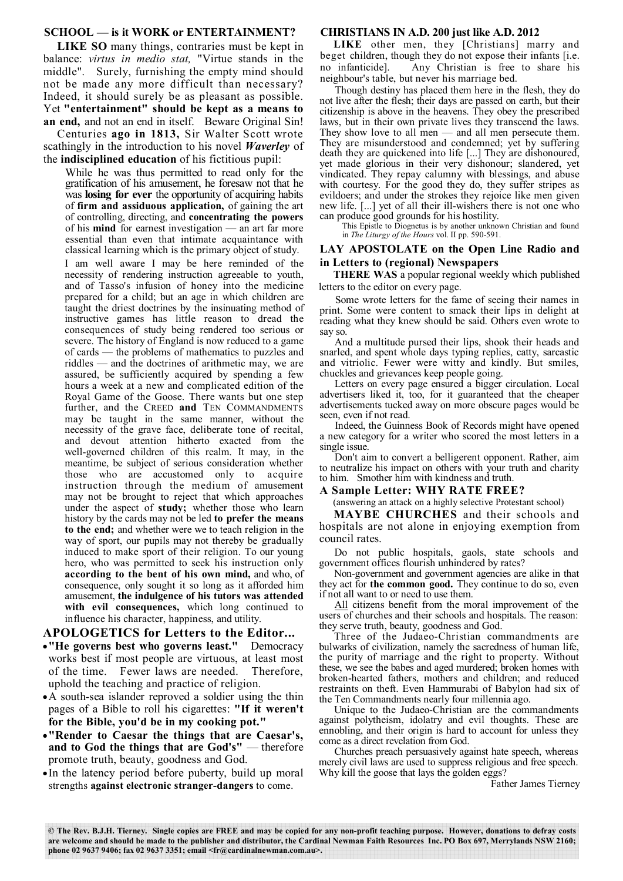## SCHOOL — is it WORK or ENTERTAINMENT?

**LIKE SO** many things, contraries must be kept in balance: *virtus in medio stat,* "Virtue stands in the middle". Surely, furnishing the empty mind should not be made any more difficult than necessary? Indeed, it should surely be as pleasant as possible. Yet **"entertainment" should be kept as a means to an end,** and not an end in itself. Beware Original Sin!

Centuries **ago in 1813,** Sir Walter Scott wrote scathingly in the introduction to his novel ***Waverley*** of the **indisciplined education** of his fictitious pupil:

> While he was thus permitted to read only for the gratification of his amusement, he foresaw not that he was **losing for ever** the opportunity of acquiring habits of **firm and assiduous application,** of gaining the art of controlling, directing, and **concentrating the powers** of his **mind** for earnest investigation — an art far more essential than even that intimate acquaintance with classical learning which is the primary object of study.
>
> I am well aware I may be here reminded of the necessity of rendering instruction agreeable to youth, and of Tasso's infusion of honey into the medicine prepared for a child; but an age in which children are taught the driest doctrines by the insinuating method of instructive games has little reason to dread the consequences of study being rendered too serious or severe. The history of England is now reduced to a game of cards — the problems of mathematics to puzzles and riddles — and the doctrines of arithmetic may, we are assured, be sufficiently acquired by spending a few hours a week at a new and complicated edition of the Royal Game of the Goose. There wants but one step further, and the CREED **and** TEN COMMANDMENTS may be taught in the same manner, without the necessity of the grave face, deliberate tone of recital, and devout attention hitherto exacted from the well-governed children of this realm. It may, in the meantime, be subject of serious consideration whether those who are accustomed only to acquire instruction through the medium of amusement may not be brought to reject that which approaches under the aspect of **study;** whether those who learn history by the cards may not be led **to prefer the means to the end;** and whether were we to teach religion in the way of sport, our pupils may not thereby be gradually induced to make sport of their religion. To our young hero, who was permitted to seek his instruction only **according to the bent of his own mind,** and who, of consequence, only sought it so long as it afforded him amusement, **the indulgence of his tutors was attended with evil consequences,** which long continued to influence his character, happiness, and utility.

## APOLOGETICS for Letters to the Editor...

- **"He governs best who governs least."** Democracy works best if most people are virtuous, at least most of the time. Fewer laws are needed. Therefore, uphold the teaching and practice of religion.
- A south-sea islander reproved a soldier using the thin pages of a Bible to roll his cigarettes: **"If it weren't for the Bible, you'd be in my cooking pot."**
- **"Render to Caesar the things that are Caesar's, and to God the things that are God's"** — therefore promote truth, beauty, goodness and God.
- In the latency period before puberty, build up moral strengths **against electronic stranger-dangers** to come.

## CHRISTIANS IN A.D. 200 just like A.D. 2012

**LIKE** other men, they [Christians] marry and beget children, though they do not expose their infants [i.e. no infanticide]. Any Christian is free to share his neighbour's table, but never his marriage bed.

Though destiny has placed them here in the flesh, they do not live after the flesh; their days are passed on earth, but their citizenship is above in the heavens. They obey the prescribed laws, but in their own private lives they transcend the laws. They show love to all men — and all men persecute them. They are misunderstood and condemned; yet by suffering death they are quickened into life [...] They are dishonoured, yet made glorious in their very dishonour; slandered, yet vindicated. They repay calumny with blessings, and abuse with courtesy. For the good they do, they suffer stripes as evildoers; and under the strokes they rejoice like men given new life. [...] yet of all their ill-wishers there is not one who can produce good grounds for his hostility.

This Epistle to Diognetus is by another unknown Christian and found in *The Liturgy of the Hours* vol. II pp. 590-591.

## LAY APOSTOLATE on the Open Line Radio and in Letters to (regional) Newspapers

**THERE WAS** a popular regional weekly which published letters to the editor on every page.

Some wrote letters for the fame of seeing their names in print. Some were content to smack their lips in delight at reading what they knew should be said. Others even wrote to say so.

And a multitude pursed their lips, shook their heads and snarled, and spent whole days typing replies, catty, sarcastic and vitriolic. Fewer were witty and kindly. But smiles, chuckles and grievances keep people going.

Letters on every page ensured a bigger circulation. Local advertisers liked it, too, for it guaranteed that the cheaper advertisements tucked away on more obscure pages would be seen, even if not read.

Indeed, the Guinness Book of Records might have opened a new category for a writer who scored the most letters in a single issue.

Don't aim to convert a belligerent opponent. Rather, aim to neutralize his impact on others with your truth and charity to him. Smother him with kindness and truth.

### A Sample Letter: WHY RATE FREE?

(answering an attack on a highly selective Protestant school)

**MAYBE CHURCHES** and their schools and hospitals are not alone in enjoying exemption from council rates.

Do not public hospitals, gaols, state schools and government offices flourish unhindered by rates?

Non-government and government agencies are alike in that they act for **the common good.** They continue to do so, even if not all want to or need to use them.

All citizens benefit from the moral improvement of the users of churches and their schools and hospitals. The reason: they serve truth, beauty, goodness and God.

Three of the Judaeo-Christian commandments are bulwarks of civilization, namely the sacredness of human life, the purity of marriage and the right to property. Without these, we see the babes and aged murdered; broken homes with broken-hearted fathers, mothers and children; and reduced restraints on theft. Even Hammurabi of Babylon had six of the Ten Commandments nearly four millennia ago.

Unique to the Judaeo-Christian are the commandments against polytheism, idolatry and evil thoughts. These are ennobling, and their origin is hard to account for unless they come as a direct revelation from God.

Churches preach persuasively against hate speech, whereas merely civil laws are used to suppress religious and free speech. Why kill the goose that lays the golden eggs?

Father James Tierney

**© The Rev. B.J.H. Tierney. Single copies are FREE and may be copied for any non-profit teaching purpose. However, donations to defray costs are welcome and should be made to the publisher and distributor, the Cardinal Newman Faith Resources Inc. PO Box 697, Merrylands NSW 2160; phone 02 9637 9406; fax 02 9637 3351; email <fr@cardinalnewman.com.au>.**